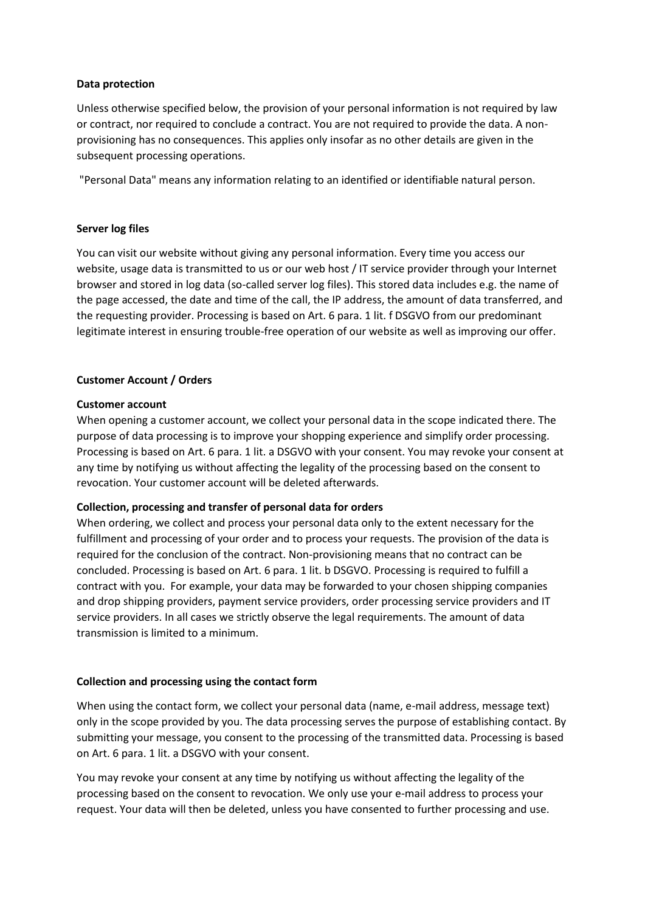**Data protection**

Unless otherwise specified below, the provision of your personal information is not required by law or contract, nor required to conclude a contract. You are not required to provide the data. A non-provisioning has no consequences. This applies only insofar as no other details are given in the subsequent processing operations.

"Personal Data" means any information relating to an identified or identifiable natural person.

**Server log files**

You can visit our website without giving any personal information. Every time you access our website, usage data is transmitted to us or our web host / IT service provider through your Internet browser and stored in log data (so-called server log files). This stored data includes e.g. the name of the page accessed, the date and time of the call, the IP address, the amount of data transferred, and the requesting provider. Processing is based on Art. 6 para. 1 lit. f DSGVO from our predominant legitimate interest in ensuring trouble-free operation of our website as well as improving our offer.

**Customer Account / Orders**

**Customer account**

When opening a customer account, we collect your personal data in the scope indicated there. The purpose of data processing is to improve your shopping experience and simplify order processing. Processing is based on Art. 6 para. 1 lit. a DSGVO with your consent. You may revoke your consent at any time by notifying us without affecting the legality of the processing based on the consent to revocation. Your customer account will be deleted afterwards.

**Collection, processing and transfer of personal data for orders**

When ordering, we collect and process your personal data only to the extent necessary for the fulfillment and processing of your order and to process your requests. The provision of the data is required for the conclusion of the contract. Non-provisioning means that no contract can be concluded. Processing is based on Art. 6 para. 1 lit. b DSGVO. Processing is required to fulfill a contract with you. For example, your data may be forwarded to your chosen shipping companies and drop shipping providers, payment service providers, order processing service providers and IT service providers. In all cases we strictly observe the legal requirements. The amount of data transmission is limited to a minimum.

**Collection and processing using the contact form**

When using the contact form, we collect your personal data (name, e-mail address, message text) only in the scope provided by you. The data processing serves the purpose of establishing contact. By submitting your message, you consent to the processing of the transmitted data. Processing is based on Art. 6 para. 1 lit. a DSGVO with your consent.

You may revoke your consent at any time by notifying us without affecting the legality of the processing based on the consent to revocation. We only use your e-mail address to process your request. Your data will then be deleted, unless you have consented to further processing and use.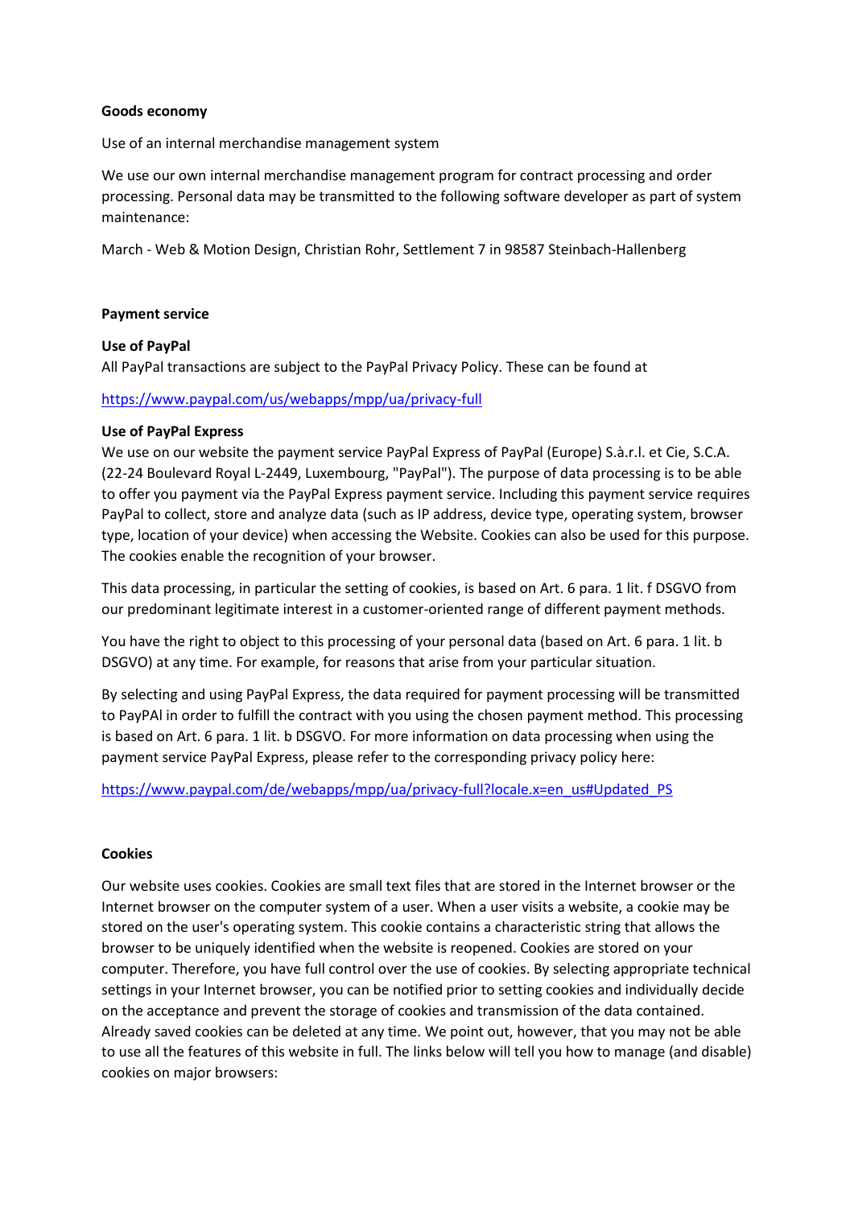**Goods economy**

Use of an internal merchandise management system

We use our own internal merchandise management program for contract processing and order processing. Personal data may be transmitted to the following software developer as part of system maintenance:

March - Web & Motion Design, Christian Rohr, Settlement 7 in 98587 Steinbach-Hallenberg

**Payment service**

**Use of PayPal**
All PayPal transactions are subject to the PayPal Privacy Policy. These can be found at

https://www.paypal.com/us/webapps/mpp/ua/privacy-full

**Use of PayPal Express**
We use on our website the payment service PayPal Express of PayPal (Europe) S.à.r.l. et Cie, S.C.A. (22-24 Boulevard Royal L-2449, Luxembourg, "PayPal"). The purpose of data processing is to be able to offer you payment via the PayPal Express payment service. Including this payment service requires PayPal to collect, store and analyze data (such as IP address, device type, operating system, browser type, location of your device) when accessing the Website. Cookies can also be used for this purpose. The cookies enable the recognition of your browser.

This data processing, in particular the setting of cookies, is based on Art. 6 para. 1 lit. f DSGVO from our predominant legitimate interest in a customer-oriented range of different payment methods.

You have the right to object to this processing of your personal data (based on Art. 6 para. 1 lit. b DSGVO) at any time. For example, for reasons that arise from your particular situation.

By selecting and using PayPal Express, the data required for payment processing will be transmitted to PayPAl in order to fulfill the contract with you using the chosen payment method. This processing is based on Art. 6 para. 1 lit. b DSGVO. For more information on data processing when using the payment service PayPal Express, please refer to the corresponding privacy policy here:

https://www.paypal.com/de/webapps/mpp/ua/privacy-full?locale.x=en_us#Updated_PS

**Cookies**

Our website uses cookies. Cookies are small text files that are stored in the Internet browser or the Internet browser on the computer system of a user. When a user visits a website, a cookie may be stored on the user's operating system. This cookie contains a characteristic string that allows the browser to be uniquely identified when the website is reopened. Cookies are stored on your computer. Therefore, you have full control over the use of cookies. By selecting appropriate technical settings in your Internet browser, you can be notified prior to setting cookies and individually decide on the acceptance and prevent the storage of cookies and transmission of the data contained. Already saved cookies can be deleted at any time. We point out, however, that you may not be able to use all the features of this website in full. The links below will tell you how to manage (and disable) cookies on major browsers: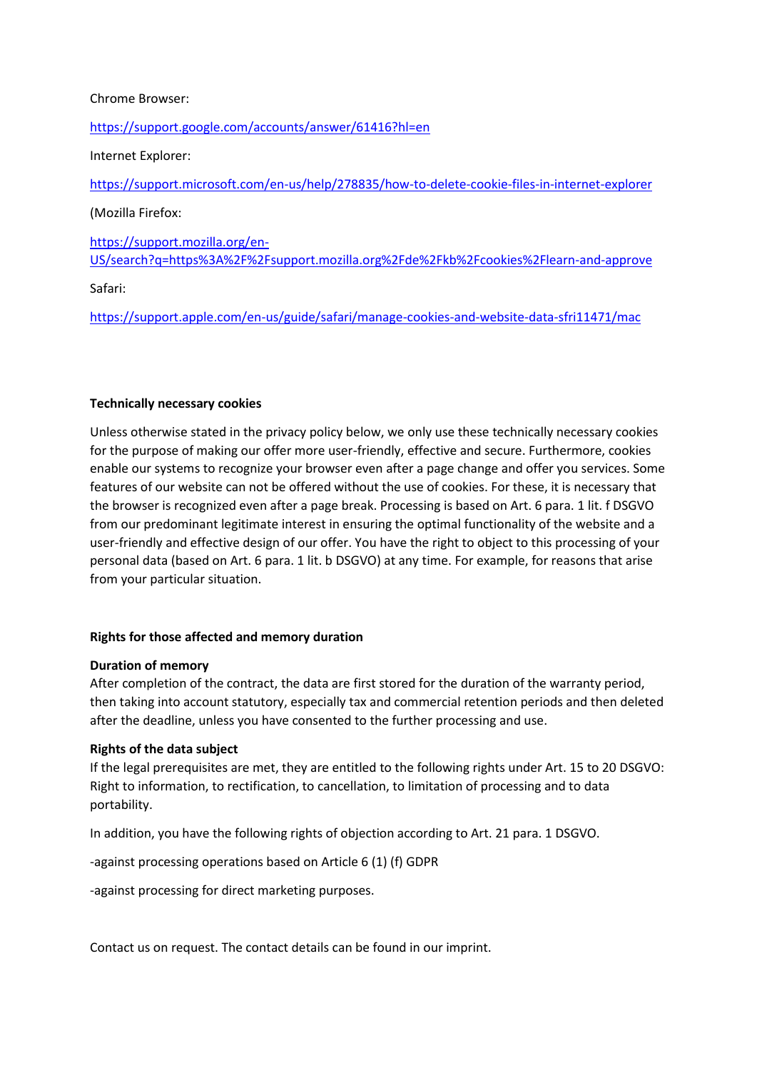Chrome Browser:

https://support.google.com/accounts/answer/61416?hl=en

Internet Explorer:

https://support.microsoft.com/en-us/help/278835/how-to-delete-cookie-files-in-internet-explorer

(Mozilla Firefox:

https://support.mozilla.org/en-US/search?q=https%3A%2F%2Fsupport.mozilla.org%2Fde%2Fkb%2Fcookies%2Flearn-and-approve

Safari:

https://support.apple.com/en-us/guide/safari/manage-cookies-and-website-data-sfri11471/mac

**Technically necessary cookies**

Unless otherwise stated in the privacy policy below, we only use these technically necessary cookies for the purpose of making our offer more user-friendly, effective and secure. Furthermore, cookies enable our systems to recognize your browser even after a page change and offer you services. Some features of our website can not be offered without the use of cookies. For these, it is necessary that the browser is recognized even after a page break. Processing is based on Art. 6 para. 1 lit. f DSGVO from our predominant legitimate interest in ensuring the optimal functionality of the website and a user-friendly and effective design of our offer. You have the right to object to this processing of your personal data (based on Art. 6 para. 1 lit. b DSGVO) at any time. For example, for reasons that arise from your particular situation.

**Rights for those affected and memory duration**

**Duration of memory**
After completion of the contract, the data are first stored for the duration of the warranty period, then taking into account statutory, especially tax and commercial retention periods and then deleted after the deadline, unless you have consented to the further processing and use.

**Rights of the data subject**
If the legal prerequisites are met, they are entitled to the following rights under Art. 15 to 20 DSGVO: Right to information, to rectification, to cancellation, to limitation of processing and to data portability.

In addition, you have the following rights of objection according to Art. 21 para. 1 DSGVO.

-against processing operations based on Article 6 (1) (f) GDPR

-against processing for direct marketing purposes.

Contact us on request. The contact details can be found in our imprint.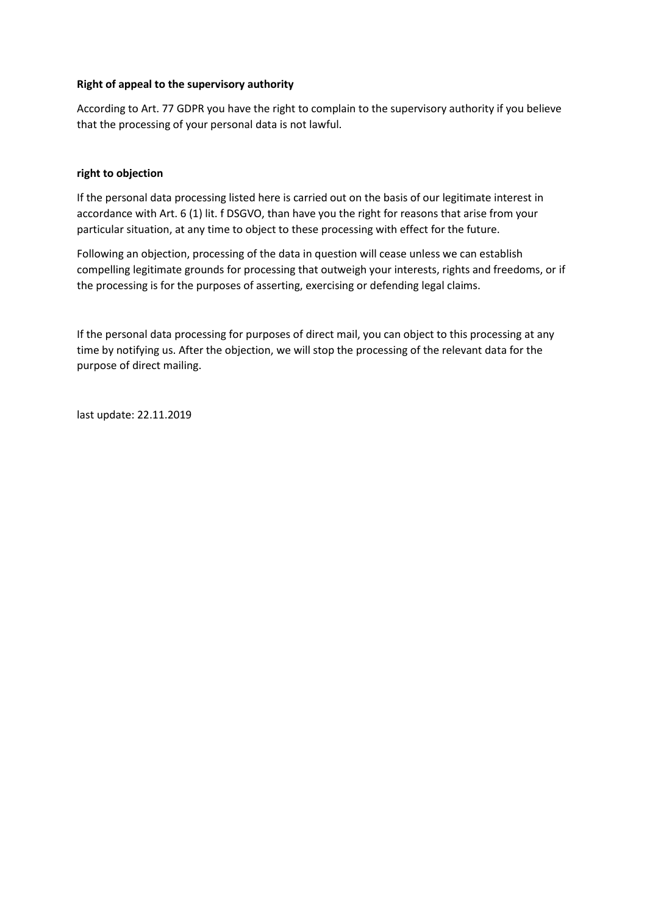**Right of appeal to the supervisory authority**

According to Art. 77 GDPR you have the right to complain to the supervisory authority if you believe that the processing of your personal data is not lawful.

**right to objection**

If the personal data processing listed here is carried out on the basis of our legitimate interest in accordance with Art. 6 (1) lit. f DSGVO, than have you the right for reasons that arise from your particular situation, at any time to object to these processing with effect for the future.

Following an objection, processing of the data in question will cease unless we can establish compelling legitimate grounds for processing that outweigh your interests, rights and freedoms, or if the processing is for the purposes of asserting, exercising or defending legal claims.

If the personal data processing for purposes of direct mail, you can object to this processing at any time by notifying us. After the objection, we will stop the processing of the relevant data for the purpose of direct mailing.

last update: 22.11.2019